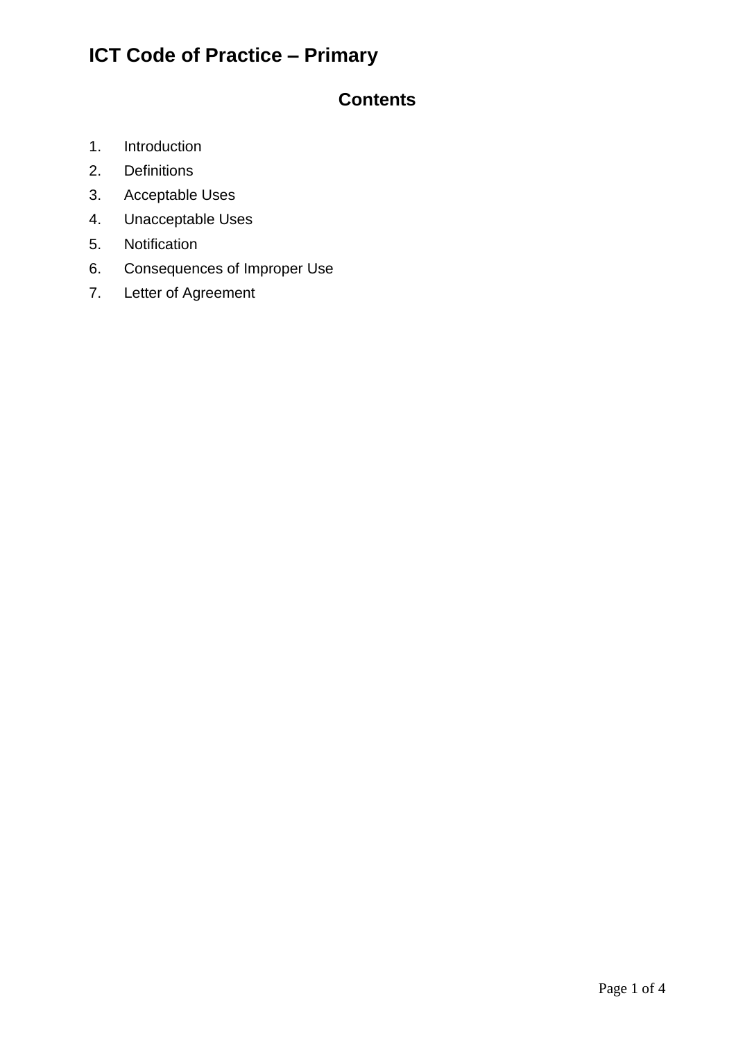# ICT Code of Practice – Primary

## Contents

1. Introduction
2. Definitions
3. Acceptable Uses
4. Unacceptable Uses
5. Notification
6. Consequences of Improper Use
7. Letter of Agreement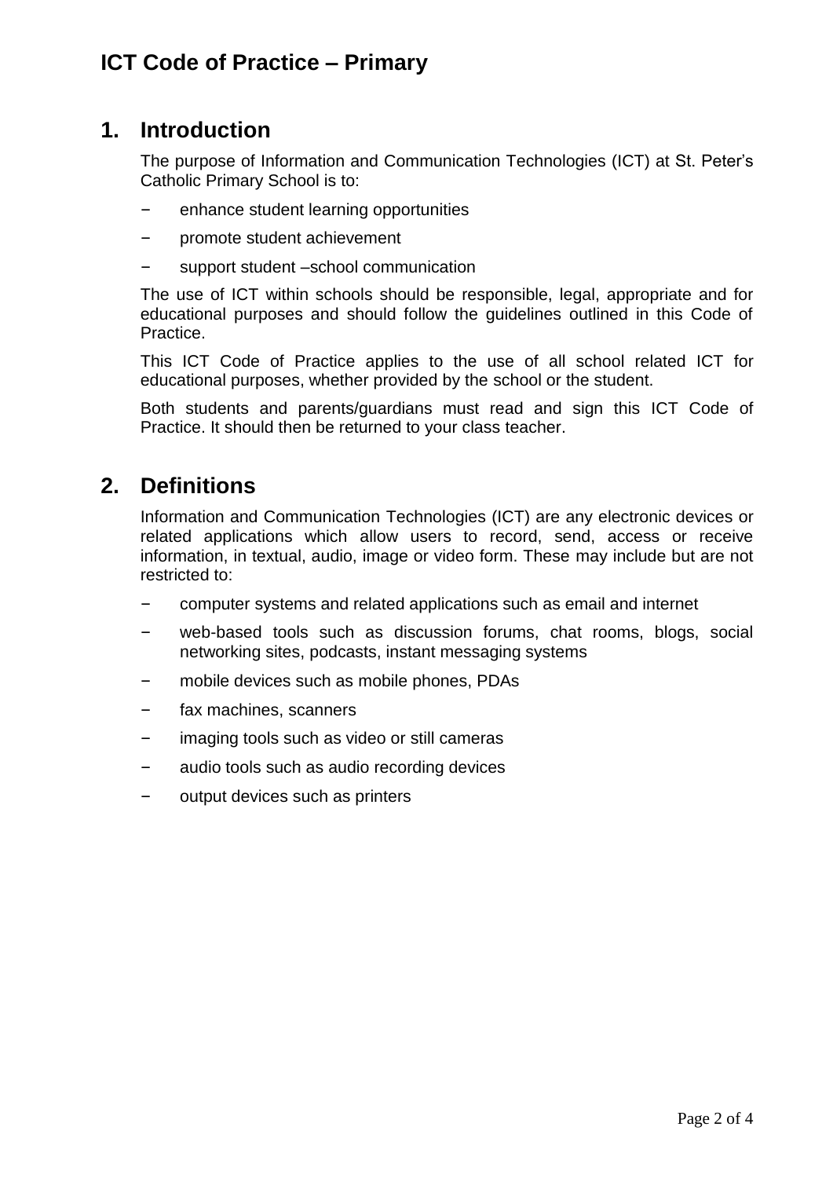# ICT Code of Practice – Primary

## 1. Introduction

The purpose of Information and Communication Technologies (ICT) at St. Peter's Catholic Primary School is to:

- enhance student learning opportunities
- promote student achievement
- support student –school communication

The use of ICT within schools should be responsible, legal, appropriate and for educational purposes and should follow the guidelines outlined in this Code of Practice.

This ICT Code of Practice applies to the use of all school related ICT for educational purposes, whether provided by the school or the student.

Both students and parents/guardians must read and sign this ICT Code of Practice. It should then be returned to your class teacher.

## 2. Definitions

Information and Communication Technologies (ICT) are any electronic devices or related applications which allow users to record, send, access or receive information, in textual, audio, image or video form. These may include but are not restricted to:

- computer systems and related applications such as email and internet
- web-based tools such as discussion forums, chat rooms, blogs, social networking sites, podcasts, instant messaging systems
- mobile devices such as mobile phones, PDAs
- fax machines, scanners
- imaging tools such as video or still cameras
- audio tools such as audio recording devices
- output devices such as printers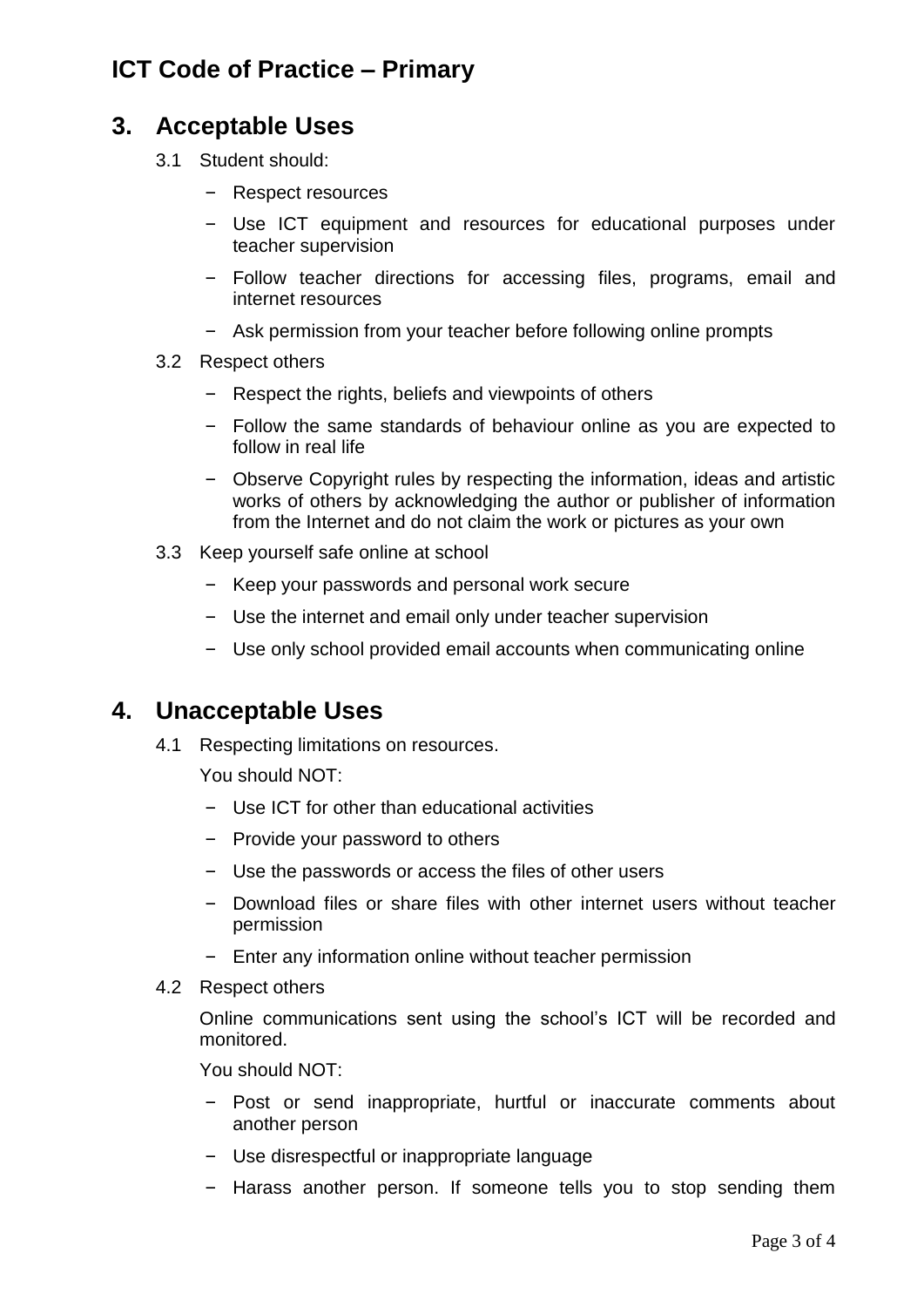## 3. Acceptable Uses

3.1 Student should:

- Respect resources
- Use ICT equipment and resources for educational purposes under teacher supervision
- Follow teacher directions for accessing files, programs, email and internet resources
- Ask permission from your teacher before following online prompts

3.2 Respect others

- Respect the rights, beliefs and viewpoints of others
- Follow the same standards of behaviour online as you are expected to follow in real life
- Observe Copyright rules by respecting the information, ideas and artistic works of others by acknowledging the author or publisher of information from the Internet and do not claim the work or pictures as your own

3.3 Keep yourself safe online at school

- Keep your passwords and personal work secure
- Use the internet and email only under teacher supervision
- Use only school provided email accounts when communicating online

## 4. Unacceptable Uses

4.1 Respecting limitations on resources.

You should NOT:

- Use ICT for other than educational activities
- Provide your password to others
- Use the passwords or access the files of other users
- Download files or share files with other internet users without teacher permission
- Enter any information online without teacher permission

4.2 Respect others

Online communications sent using the school's ICT will be recorded and monitored.

You should NOT:

- Post or send inappropriate, hurtful or inaccurate comments about another person
- Use disrespectful or inappropriate language
- Harass another person. If someone tells you to stop sending them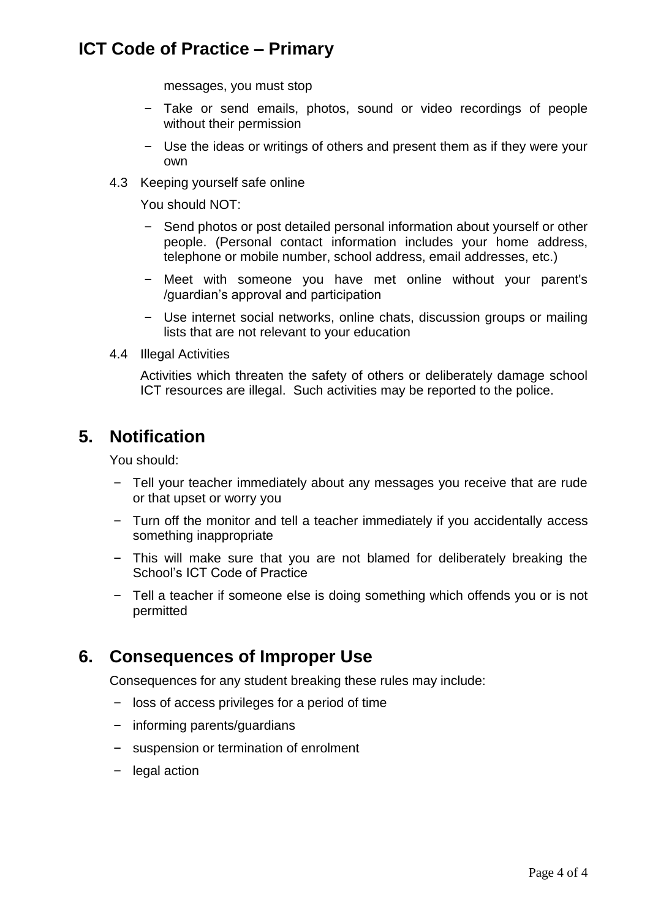messages, you must stop

- Take or send emails, photos, sound or video recordings of people without their permission
- Use the ideas or writings of others and present them as if they were your own

4.3 Keeping yourself safe online

You should NOT:

- Send photos or post detailed personal information about yourself or other people. (Personal contact information includes your home address, telephone or mobile number, school address, email addresses, etc.)
- Meet with someone you have met online without your parent's /guardian's approval and participation
- Use internet social networks, online chats, discussion groups or mailing lists that are not relevant to your education

4.4 Illegal Activities

Activities which threaten the safety of others or deliberately damage school ICT resources are illegal. Such activities may be reported to the police.

## 5. Notification

You should:

- Tell your teacher immediately about any messages you receive that are rude or that upset or worry you
- Turn off the monitor and tell a teacher immediately if you accidentally access something inappropriate
- This will make sure that you are not blamed for deliberately breaking the School's ICT Code of Practice
- Tell a teacher if someone else is doing something which offends you or is not permitted

## 6. Consequences of Improper Use

Consequences for any student breaking these rules may include:

- loss of access privileges for a period of time
- informing parents/guardians
- suspension or termination of enrolment
- legal action